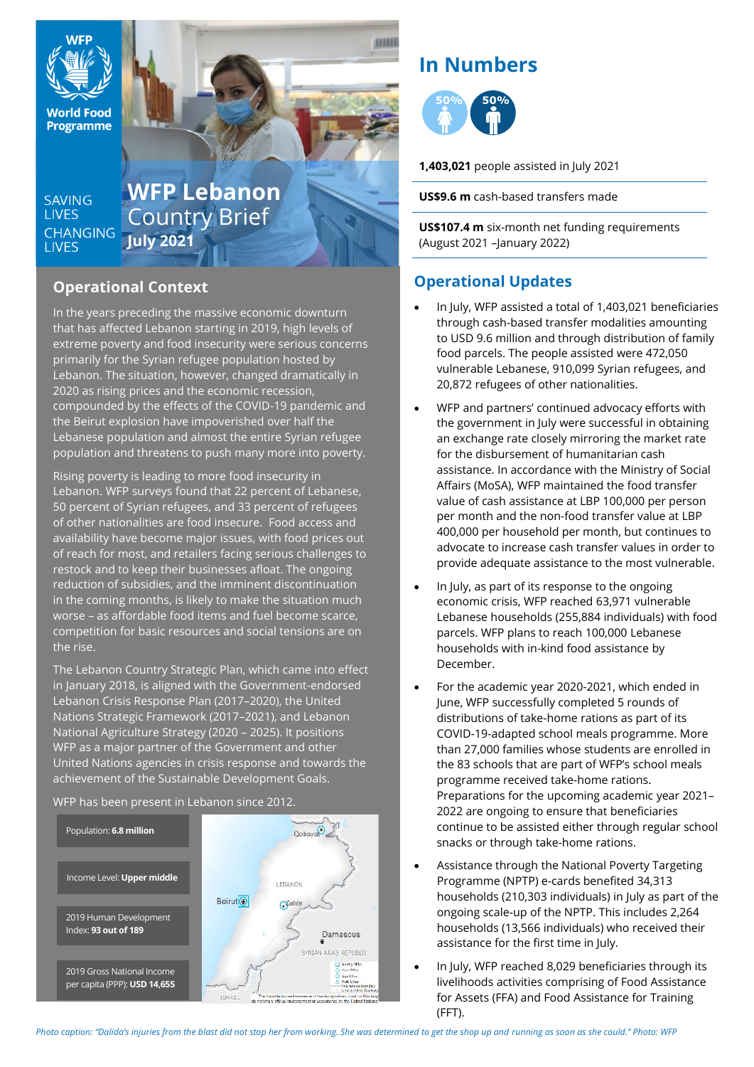WFP World Food Programme

SAVING LIVES CHANGING LIVES

# WFP Lebanon Country Brief July 2021

## Operational Context

In the years preceding the massive economic downturn that has affected Lebanon starting in 2019, high levels of extreme poverty and food insecurity were serious concerns primarily for the Syrian refugee population hosted by Lebanon. The situation, however, changed dramatically in 2020 as rising prices and the economic recession, compounded by the effects of the COVID-19 pandemic and the Beirut explosion have impoverished over half the Lebanese population and almost the entire Syrian refugee population and threatens to push many more into poverty.

Rising poverty is leading to more food insecurity in Lebanon. WFP surveys found that 22 percent of Lebanese, 50 percent of Syrian refugees, and 33 percent of refugees of other nationalities are food insecure. Food access and availability have become major issues, with food prices out of reach for most, and retailers facing serious challenges to restock and to keep their businesses afloat. The ongoing reduction of subsidies, and the imminent discontinuation in the coming months, is likely to make the situation much worse – as affordable food items and fuel become scarce, competition for basic resources and social tensions are on the rise.

The Lebanon Country Strategic Plan, which came into effect in January 2018, is aligned with the Government-endorsed Lebanon Crisis Response Plan (2017–2020), the United Nations Strategic Framework (2017–2021), and Lebanon National Agriculture Strategy (2020 – 2025). It positions WFP as a major partner of the Government and other United Nations agencies in crisis response and towards the achievement of the Sustainable Development Goals.

WFP has been present in Lebanon since 2012.

Population: **6.8 million**

Income Level: **Upper middle**

2019 Human Development Index: **93 out of 189**

2019 Gross National Income per capita (PPP): **USD 14,655**

*Photo caption: "Dalida's injuries from the blast did not stop her from working. She was determined to get the shop up and running as soon as she could." Photo: WFP*

## In Numbers

50% 50%

**1,403,021** people assisted in July 2021

**US$9.6 m** cash-based transfers made

**US$107.4 m** six-month net funding requirements (August 2021 –January 2022)

## Operational Updates

- In July, WFP assisted a total of 1,403,021 beneficiaries through cash-based transfer modalities amounting to USD 9.6 million and through distribution of family food parcels. The people assisted were 472,050 vulnerable Lebanese, 910,099 Syrian refugees, and 20,872 refugees of other nationalities.
- WFP and partners' continued advocacy efforts with the government in July were successful in obtaining an exchange rate closely mirroring the market rate for the disbursement of humanitarian cash assistance. In accordance with the Ministry of Social Affairs (MoSA), WFP maintained the food transfer value of cash assistance at LBP 100,000 per person per month and the non-food transfer value at LBP 400,000 per household per month, but continues to advocate to increase cash transfer values in order to provide adequate assistance to the most vulnerable.
- In July, as part of its response to the ongoing economic crisis, WFP reached 63,971 vulnerable Lebanese households (255,884 individuals) with food parcels. WFP plans to reach 100,000 Lebanese households with in-kind food assistance by December.
- For the academic year 2020-2021, which ended in June, WFP successfully completed 5 rounds of distributions of take-home rations as part of its COVID-19-adapted school meals programme. More than 27,000 families whose students are enrolled in the 83 schools that are part of WFP's school meals programme received take-home rations. Preparations for the upcoming academic year 2021–2022 are ongoing to ensure that beneficiaries continue to be assisted either through regular school snacks or through take-home rations.
- Assistance through the National Poverty Targeting Programme (NPTP) e-cards benefited 34,313 households (210,303 individuals) in July as part of the ongoing scale-up of the NPTP. This includes 2,264 households (13,566 individuals) who received their assistance for the first time in July.
- In July, WFP reached 8,029 beneficiaries through its livelihoods activities comprising of Food Assistance for Assets (FFA) and Food Assistance for Training (FFT).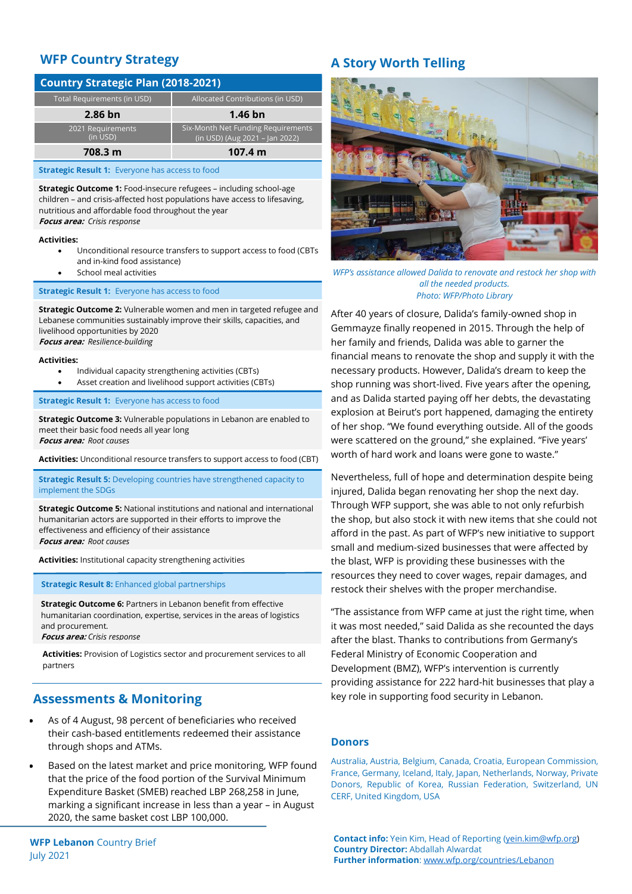## WFP Country Strategy

| Country Strategic Plan (2018-2021) | |
|---|---|
| Total Requirements (in USD) | Allocated Contributions (in USD) |
| **2.86 bn** | **1.46 bn** |
| 2021 Requirements (in USD) | Six-Month Net Funding Requirements (in USD) (Aug 2021 – Jan 2022) |
| **708.3 m** | **107.4 m** |

**Strategic Result 1:** Everyone has access to food

**Strategic Outcome 1:** Food-insecure refugees – including school-age children – and crisis-affected host populations have access to lifesaving, nutritious and affordable food throughout the year

***Focus area:*** *Crisis response*

**Activities:**

- Unconditional resource transfers to support access to food (CBTs and in-kind food assistance)
- School meal activities

**Strategic Result 1:** Everyone has access to food

**Strategic Outcome 2:** Vulnerable women and men in targeted refugee and Lebanese communities sustainably improve their skills, capacities, and livelihood opportunities by 2020

***Focus area:*** *Resilience-building*

**Activities:**

- Individual capacity strengthening activities (CBTs)
- Asset creation and livelihood support activities (CBTs)

**Strategic Result 1:** Everyone has access to food

**Strategic Outcome 3:** Vulnerable populations in Lebanon are enabled to meet their basic food needs all year long

***Focus area:*** *Root causes*

**Activities:** Unconditional resource transfers to support access to food (CBT)

**Strategic Result 5:** Developing countries have strengthened capacity to implement the SDGs

**Strategic Outcome 5:** National institutions and national and international humanitarian actors are supported in their efforts to improve the effectiveness and efficiency of their assistance

***Focus area:*** *Root causes*

**Activities:** Institutional capacity strengthening activities

**Strategic Result 8:** Enhanced global partnerships

**Strategic Outcome 6:** Partners in Lebanon benefit from effective humanitarian coordination, expertise, services in the areas of logistics and procurement.

***Focus area:*** *Crisis response*

**Activities:** Provision of Logistics sector and procurement services to all partners

## Assessments & Monitoring

- As of 4 August, 98 percent of beneficiaries who received their cash-based entitlements redeemed their assistance through shops and ATMs.
- Based on the latest market and price monitoring, WFP found that the price of the food portion of the Survival Minimum Expenditure Basket (SMEB) reached LBP 268,258 in June, marking a significant increase in less than a year – in August 2020, the same basket cost LBP 100,000.

## A Story Worth Telling

*WFP's assistance allowed Dalida to renovate and restock her shop with all the needed products.*
*Photo: WFP/Photo Library*

After 40 years of closure, Dalida's family-owned shop in Gemmayze finally reopened in 2015. Through the help of her family and friends, Dalida was able to garner the financial means to renovate the shop and supply it with the necessary products. However, Dalida's dream to keep the shop running was short-lived. Five years after the opening, and as Dalida started paying off her debts, the devastating explosion at Beirut's port happened, damaging the entirety of her shop. "We found everything outside. All of the goods were scattered on the ground," she explained. "Five years' worth of hard work and loans were gone to waste."

Nevertheless, full of hope and determination despite being injured, Dalida began renovating her shop the next day. Through WFP support, she was able to not only refurbish the shop, but also stock it with new items that she could not afford in the past. As part of WFP's new initiative to support small and medium-sized businesses that were affected by the blast, WFP is providing these businesses with the resources they need to cover wages, repair damages, and restock their shelves with the proper merchandise.

"The assistance from WFP came at just the right time, when it was most needed," said Dalida as she recounted the days after the blast. Thanks to contributions from Germany's Federal Ministry of Economic Cooperation and Development (BMZ), WFP's intervention is currently providing assistance for 222 hard-hit businesses that play a key role in supporting food security in Lebanon.

## Donors

Australia, Austria, Belgium, Canada, Croatia, European Commission, France, Germany, Iceland, Italy, Japan, Netherlands, Norway, Private Donors, Republic of Korea, Russian Federation, Switzerland, UN CERF, United Kingdom, USA

**Contact info:** Yein Kim, Head of Reporting (yein.kim@wfp.org)
**Country Director:** Abdallah Alwardat
**Further information**: www.wfp.org/countries/Lebanon